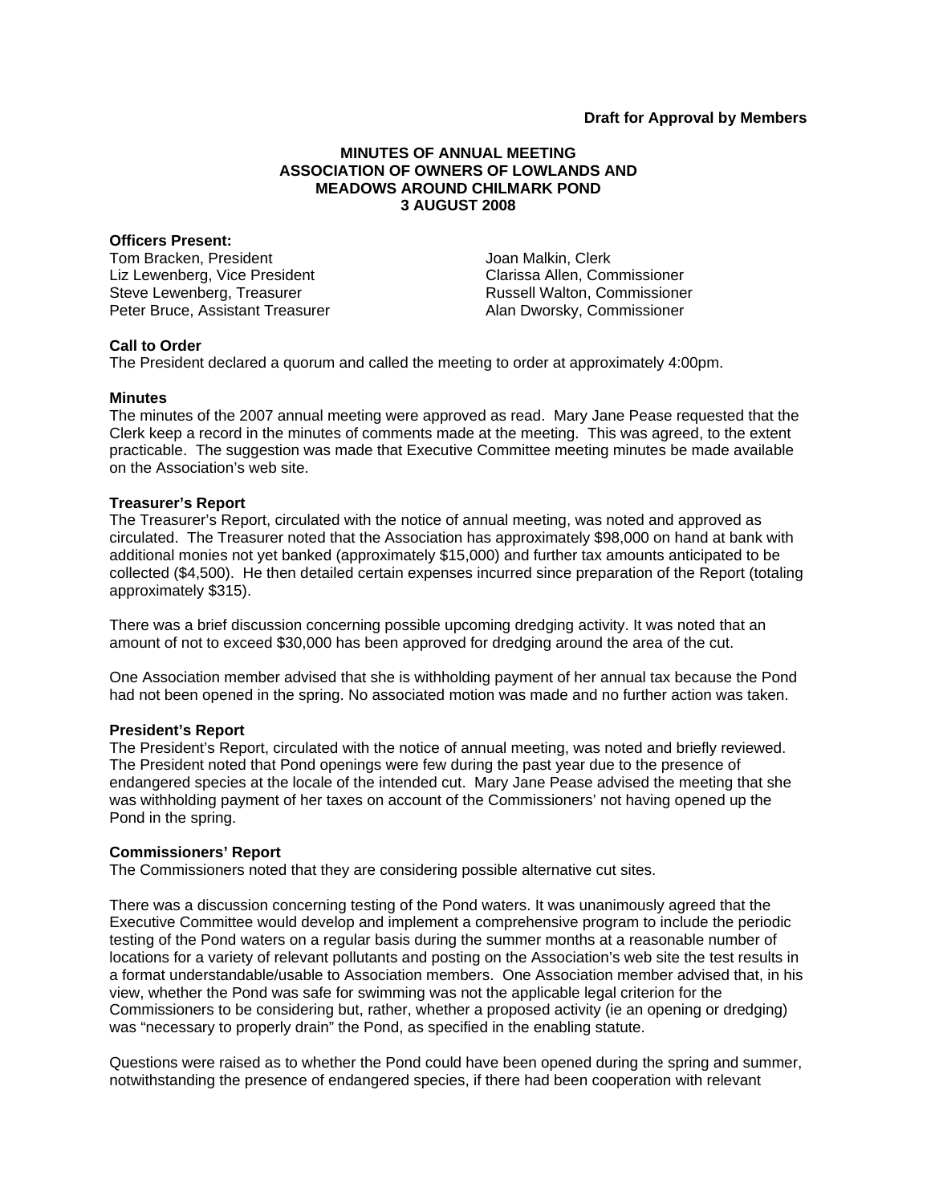**Draft for Approval by Members**

# MINUTES OF ANNUAL MEETING
# ASSOCIATION OF OWNERS OF LOWLANDS AND MEADOWS AROUND CHILMARK POND
# 3 AUGUST 2008

**Officers Present:**

Tom Bracken, President
Liz Lewenberg, Vice President
Steve Lewenberg, Treasurer
Peter Bruce, Assistant Treasurer
Joan Malkin, Clerk
Clarissa Allen, Commissioner
Russell Walton, Commissioner
Alan Dworsky, Commissioner

**Call to Order**

The President declared a quorum and called the meeting to order at approximately 4:00pm.

**Minutes**

The minutes of the 2007 annual meeting were approved as read. Mary Jane Pease requested that the Clerk keep a record in the minutes of comments made at the meeting. This was agreed, to the extent practicable. The suggestion was made that Executive Committee meeting minutes be made available on the Association's web site.

**Treasurer's Report**

The Treasurer's Report, circulated with the notice of annual meeting, was noted and approved as circulated. The Treasurer noted that the Association has approximately $98,000 on hand at bank with additional monies not yet banked (approximately $15,000) and further tax amounts anticipated to be collected ($4,500). He then detailed certain expenses incurred since preparation of the Report (totaling approximately $315).

There was a brief discussion concerning possible upcoming dredging activity. It was noted that an amount of not to exceed $30,000 has been approved for dredging around the area of the cut.

One Association member advised that she is withholding payment of her annual tax because the Pond had not been opened in the spring. No associated motion was made and no further action was taken.

**President's Report**

The President's Report, circulated with the notice of annual meeting, was noted and briefly reviewed. The President noted that Pond openings were few during the past year due to the presence of endangered species at the locale of the intended cut. Mary Jane Pease advised the meeting that she was withholding payment of her taxes on account of the Commissioners' not having opened up the Pond in the spring.

**Commissioners' Report**

The Commissioners noted that they are considering possible alternative cut sites.

There was a discussion concerning testing of the Pond waters. It was unanimously agreed that the Executive Committee would develop and implement a comprehensive program to include the periodic testing of the Pond waters on a regular basis during the summer months at a reasonable number of locations for a variety of relevant pollutants and posting on the Association's web site the test results in a format understandable/usable to Association members. One Association member advised that, in his view, whether the Pond was safe for swimming was not the applicable legal criterion for the Commissioners to be considering but, rather, whether a proposed activity (ie an opening or dredging) was "necessary to properly drain" the Pond, as specified in the enabling statute.

Questions were raised as to whether the Pond could have been opened during the spring and summer, notwithstanding the presence of endangered species, if there had been cooperation with relevant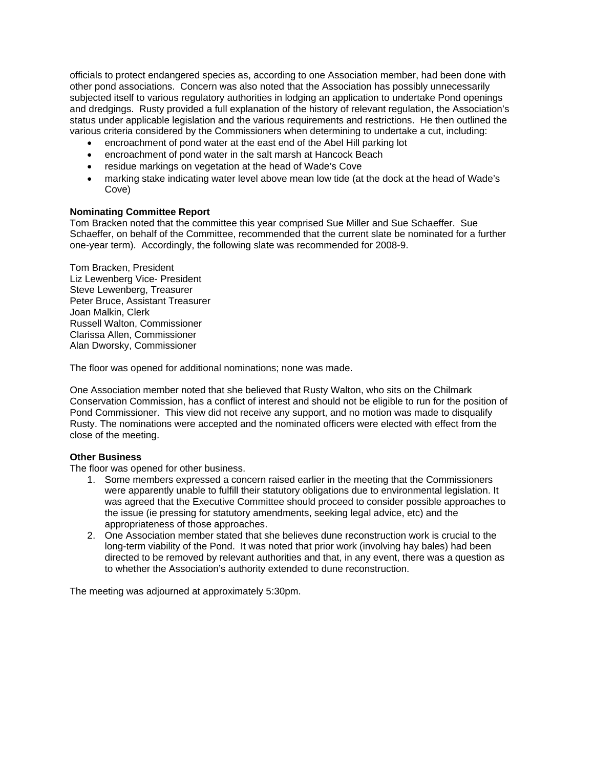officials to protect endangered species as, according to one Association member, had been done with other pond associations. Concern was also noted that the Association has possibly unnecessarily subjected itself to various regulatory authorities in lodging an application to undertake Pond openings and dredgings. Rusty provided a full explanation of the history of relevant regulation, the Association's status under applicable legislation and the various requirements and restrictions. He then outlined the various criteria considered by the Commissioners when determining to undertake a cut, including:

- encroachment of pond water at the east end of the Abel Hill parking lot
- encroachment of pond water in the salt marsh at Hancock Beach
- residue markings on vegetation at the head of Wade's Cove
- marking stake indicating water level above mean low tide (at the dock at the head of Wade's Cove)

**Nominating Committee Report**

Tom Bracken noted that the committee this year comprised Sue Miller and Sue Schaeffer. Sue Schaeffer, on behalf of the Committee, recommended that the current slate be nominated for a further one-year term). Accordingly, the following slate was recommended for 2008-9.

Tom Bracken, President
Liz Lewenberg Vice- President
Steve Lewenberg, Treasurer
Peter Bruce, Assistant Treasurer
Joan Malkin, Clerk
Russell Walton, Commissioner
Clarissa Allen, Commissioner
Alan Dworsky, Commissioner

The floor was opened for additional nominations; none was made.

One Association member noted that she believed that Rusty Walton, who sits on the Chilmark Conservation Commission, has a conflict of interest and should not be eligible to run for the position of Pond Commissioner. This view did not receive any support, and no motion was made to disqualify Rusty. The nominations were accepted and the nominated officers were elected with effect from the close of the meeting.

**Other Business**

The floor was opened for other business.

1. Some members expressed a concern raised earlier in the meeting that the Commissioners were apparently unable to fulfill their statutory obligations due to environmental legislation. It was agreed that the Executive Committee should proceed to consider possible approaches to the issue (ie pressing for statutory amendments, seeking legal advice, etc) and the appropriateness of those approaches.
2. One Association member stated that she believes dune reconstruction work is crucial to the long-term viability of the Pond. It was noted that prior work (involving hay bales) had been directed to be removed by relevant authorities and that, in any event, there was a question as to whether the Association's authority extended to dune reconstruction.

The meeting was adjourned at approximately 5:30pm.